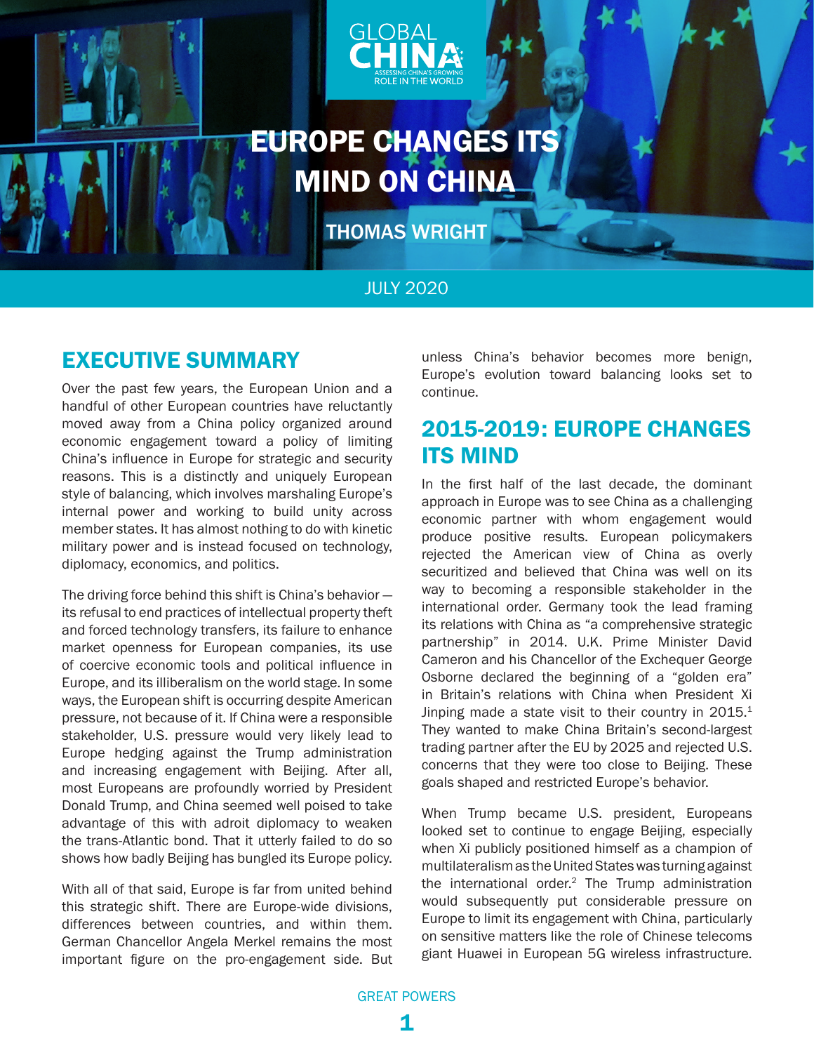GLOBAL CHINA
ASSESSING CHINA'S GROWING ROLE IN THE WORLD

# EUROPE CHANGES ITS MIND ON CHINA

THOMAS WRIGHT

JULY 2020

## EXECUTIVE SUMMARY

Over the past few years, the European Union and a handful of other European countries have reluctantly moved away from a China policy organized around economic engagement toward a policy of limiting China's influence in Europe for strategic and security reasons. This is a distinctly and uniquely European style of balancing, which involves marshaling Europe's internal power and working to build unity across member states. It has almost nothing to do with kinetic military power and is instead focused on technology, diplomacy, economics, and politics.

The driving force behind this shift is China's behavior — its refusal to end practices of intellectual property theft and forced technology transfers, its failure to enhance market openness for European companies, its use of coercive economic tools and political influence in Europe, and its illiberalism on the world stage. In some ways, the European shift is occurring despite American pressure, not because of it. If China were a responsible stakeholder, U.S. pressure would very likely lead to Europe hedging against the Trump administration and increasing engagement with Beijing. After all, most Europeans are profoundly worried by President Donald Trump, and China seemed well poised to take advantage of this with adroit diplomacy to weaken the trans-Atlantic bond. That it utterly failed to do so shows how badly Beijing has bungled its Europe policy.

With all of that said, Europe is far from united behind this strategic shift. There are Europe-wide divisions, differences between countries, and within them. German Chancellor Angela Merkel remains the most important figure on the pro-engagement side. But unless China's behavior becomes more benign, Europe's evolution toward balancing looks set to continue.

## 2015-2019: EUROPE CHANGES ITS MIND

In the first half of the last decade, the dominant approach in Europe was to see China as a challenging economic partner with whom engagement would produce positive results. European policymakers rejected the American view of China as overly securitized and believed that China was well on its way to becoming a responsible stakeholder in the international order. Germany took the lead framing its relations with China as "a comprehensive strategic partnership" in 2014. U.K. Prime Minister David Cameron and his Chancellor of the Exchequer George Osborne declared the beginning of a "golden era" in Britain's relations with China when President Xi Jinping made a state visit to their country in 2015.[1] They wanted to make China Britain's second-largest trading partner after the EU by 2025 and rejected U.S. concerns that they were too close to Beijing. These goals shaped and restricted Europe's behavior.

When Trump became U.S. president, Europeans looked set to continue to engage Beijing, especially when Xi publicly positioned himself as a champion of multilateralism as the United States was turning against the international order.[2] The Trump administration would subsequently put considerable pressure on Europe to limit its engagement with China, particularly on sensitive matters like the role of Chinese telecoms giant Huawei in European 5G wireless infrastructure.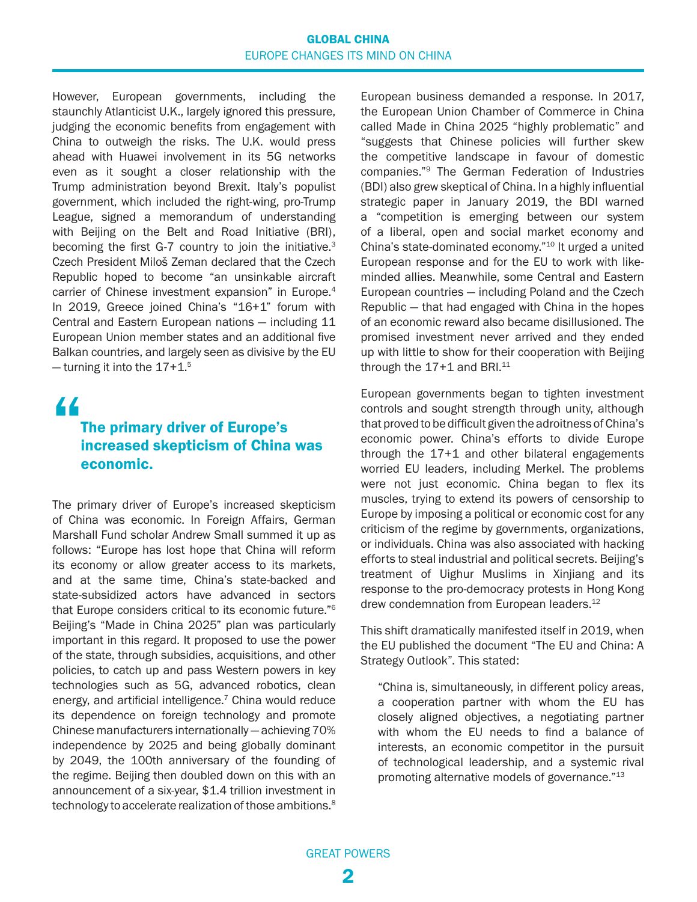However, European governments, including the staunchly Atlanticist U.K., largely ignored this pressure, judging the economic benefits from engagement with China to outweigh the risks. The U.K. would press ahead with Huawei involvement in its 5G networks even as it sought a closer relationship with the Trump administration beyond Brexit. Italy's populist government, which included the right-wing, pro-Trump League, signed a memorandum of understanding with Beijing on the Belt and Road Initiative (BRI), becoming the first G-7 country to join the initiative.[3] Czech President Miloš Zeman declared that the Czech Republic hoped to become "an unsinkable aircraft carrier of Chinese investment expansion" in Europe.[4] In 2019, Greece joined China's "16+1" forum with Central and Eastern European nations — including 11 European Union member states and an additional five Balkan countries, and largely seen as divisive by the EU — turning it into the 17+1.[5]

> **The primary driver of Europe's increased skepticism of China was economic.**

The primary driver of Europe's increased skepticism of China was economic. In Foreign Affairs, German Marshall Fund scholar Andrew Small summed it up as follows: "Europe has lost hope that China will reform its economy or allow greater access to its markets, and at the same time, China's state-backed and state-subsidized actors have advanced in sectors that Europe considers critical to its economic future."[6] Beijing's "Made in China 2025" plan was particularly important in this regard. It proposed to use the power of the state, through subsidies, acquisitions, and other policies, to catch up and pass Western powers in key technologies such as 5G, advanced robotics, clean energy, and artificial intelligence.[7] China would reduce its dependence on foreign technology and promote Chinese manufacturers internationally — achieving 70% independence by 2025 and being globally dominant by 2049, the 100th anniversary of the founding of the regime. Beijing then doubled down on this with an announcement of a six-year, $1.4 trillion investment in technology to accelerate realization of those ambitions.[8]

European business demanded a response. In 2017, the European Union Chamber of Commerce in China called Made in China 2025 "highly problematic" and "suggests that Chinese policies will further skew the competitive landscape in favour of domestic companies."[9] The German Federation of Industries (BDI) also grew skeptical of China. In a highly influential strategic paper in January 2019, the BDI warned a "competition is emerging between our system of a liberal, open and social market economy and China's state-dominated economy."[10] It urged a united European response and for the EU to work with like-minded allies. Meanwhile, some Central and Eastern European countries — including Poland and the Czech Republic — that had engaged with China in the hopes of an economic reward also became disillusioned. The promised investment never arrived and they ended up with little to show for their cooperation with Beijing through the 17+1 and BRI.[11]

European governments began to tighten investment controls and sought strength through unity, although that proved to be difficult given the adroitness of China's economic power. China's efforts to divide Europe through the 17+1 and other bilateral engagements worried EU leaders, including Merkel. The problems were not just economic. China began to flex its muscles, trying to extend its powers of censorship to Europe by imposing a political or economic cost for any criticism of the regime by governments, organizations, or individuals. China was also associated with hacking efforts to steal industrial and political secrets. Beijing's treatment of Uighur Muslims in Xinjiang and its response to the pro-democracy protests in Hong Kong drew condemnation from European leaders.[12]

This shift dramatically manifested itself in 2019, when the EU published the document "The EU and China: A Strategy Outlook". This stated:

> "China is, simultaneously, in different policy areas, a cooperation partner with whom the EU has closely aligned objectives, a negotiating partner with whom the EU needs to find a balance of interests, an economic competitor in the pursuit of technological leadership, and a systemic rival promoting alternative models of governance."[13]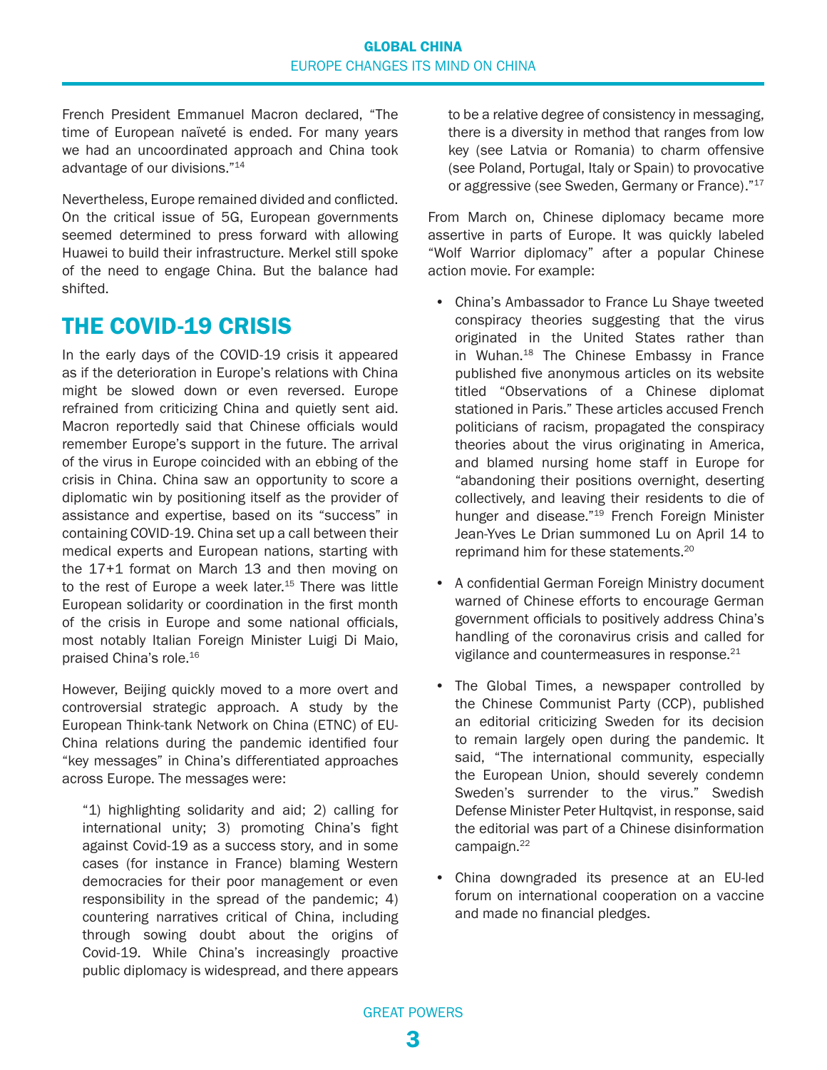French President Emmanuel Macron declared, "The time of European naïveté is ended. For many years we had an uncoordinated approach and China took advantage of our divisions."[14]

Nevertheless, Europe remained divided and conflicted. On the critical issue of 5G, European governments seemed determined to press forward with allowing Huawei to build their infrastructure. Merkel still spoke of the need to engage China. But the balance had shifted.

## THE COVID-19 CRISIS

In the early days of the COVID-19 crisis it appeared as if the deterioration in Europe's relations with China might be slowed down or even reversed. Europe refrained from criticizing China and quietly sent aid. Macron reportedly said that Chinese officials would remember Europe's support in the future. The arrival of the virus in Europe coincided with an ebbing of the crisis in China. China saw an opportunity to score a diplomatic win by positioning itself as the provider of assistance and expertise, based on its "success" in containing COVID-19. China set up a call between their medical experts and European nations, starting with the 17+1 format on March 13 and then moving on to the rest of Europe a week later.[15] There was little European solidarity or coordination in the first month of the crisis in Europe and some national officials, most notably Italian Foreign Minister Luigi Di Maio, praised China's role.[16]

However, Beijing quickly moved to a more overt and controversial strategic approach. A study by the European Think-tank Network on China (ETNC) of EU-China relations during the pandemic identified four "key messages" in China's differentiated approaches across Europe. The messages were:

> "1) highlighting solidarity and aid; 2) calling for international unity; 3) promoting China's fight against Covid-19 as a success story, and in some cases (for instance in France) blaming Western democracies for their poor management or even responsibility in the spread of the pandemic; 4) countering narratives critical of China, including through sowing doubt about the origins of Covid-19. While China's increasingly proactive public diplomacy is widespread, and there appears to be a relative degree of consistency in messaging, there is a diversity in method that ranges from low key (see Latvia or Romania) to charm offensive (see Poland, Portugal, Italy or Spain) to provocative or aggressive (see Sweden, Germany or France)."[17]

From March on, Chinese diplomacy became more assertive in parts of Europe. It was quickly labeled "Wolf Warrior diplomacy" after a popular Chinese action movie. For example:

- China's Ambassador to France Lu Shaye tweeted conspiracy theories suggesting that the virus originated in the United States rather than in Wuhan.[18] The Chinese Embassy in France published five anonymous articles on its website titled "Observations of a Chinese diplomat stationed in Paris." These articles accused French politicians of racism, propagated the conspiracy theories about the virus originating in America, and blamed nursing home staff in Europe for "abandoning their positions overnight, deserting collectively, and leaving their residents to die of hunger and disease."[19] French Foreign Minister Jean-Yves Le Drian summoned Lu on April 14 to reprimand him for these statements.[20]
- A confidential German Foreign Ministry document warned of Chinese efforts to encourage German government officials to positively address China's handling of the coronavirus crisis and called for vigilance and countermeasures in response.[21]
- The Global Times, a newspaper controlled by the Chinese Communist Party (CCP), published an editorial criticizing Sweden for its decision to remain largely open during the pandemic. It said, "The international community, especially the European Union, should severely condemn Sweden's surrender to the virus." Swedish Defense Minister Peter Hultqvist, in response, said the editorial was part of a Chinese disinformation campaign.[22]
- China downgraded its presence at an EU-led forum on international cooperation on a vaccine and made no financial pledges.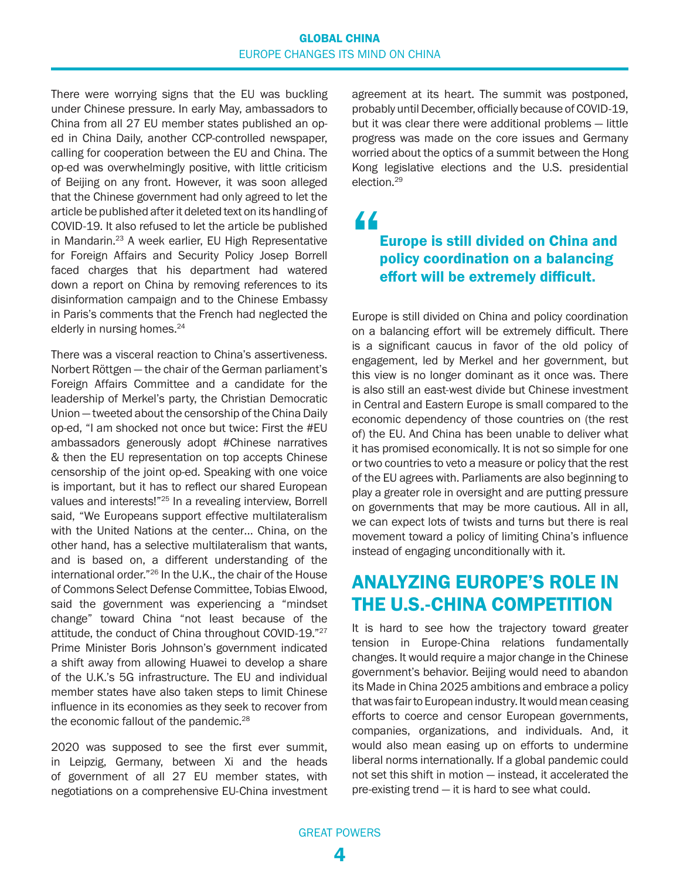There were worrying signs that the EU was buckling under Chinese pressure. In early May, ambassadors to China from all 27 EU member states published an op-ed in China Daily, another CCP-controlled newspaper, calling for cooperation between the EU and China. The op-ed was overwhelmingly positive, with little criticism of Beijing on any front. However, it was soon alleged that the Chinese government had only agreed to let the article be published after it deleted text on its handling of COVID-19. It also refused to let the article be published in Mandarin.[23] A week earlier, EU High Representative for Foreign Affairs and Security Policy Josep Borrell faced charges that his department had watered down a report on China by removing references to its disinformation campaign and to the Chinese Embassy in Paris's comments that the French had neglected the elderly in nursing homes.[24]

There was a visceral reaction to China's assertiveness. Norbert Röttgen — the chair of the German parliament's Foreign Affairs Committee and a candidate for the leadership of Merkel's party, the Christian Democratic Union — tweeted about the censorship of the China Daily op-ed, "I am shocked not once but twice: First the #EU ambassadors generously adopt #Chinese narratives & then the EU representation on top accepts Chinese censorship of the joint op-ed. Speaking with one voice is important, but it has to reflect our shared European values and interests!"[25] In a revealing interview, Borrell said, "We Europeans support effective multilateralism with the United Nations at the center… China, on the other hand, has a selective multilateralism that wants, and is based on, a different understanding of the international order."[26] In the U.K., the chair of the House of Commons Select Defense Committee, Tobias Elwood, said the government was experiencing a "mindset change" toward China "not least because of the attitude, the conduct of China throughout COVID-19."[27] Prime Minister Boris Johnson's government indicated a shift away from allowing Huawei to develop a share of the U.K.'s 5G infrastructure. The EU and individual member states have also taken steps to limit Chinese influence in its economies as they seek to recover from the economic fallout of the pandemic.[28]

2020 was supposed to see the first ever summit, in Leipzig, Germany, between Xi and the heads of government of all 27 EU member states, with negotiations on a comprehensive EU-China investment agreement at its heart. The summit was postponed, probably until December, officially because of COVID-19, but it was clear there were additional problems — little progress was made on the core issues and Germany worried about the optics of a summit between the Hong Kong legislative elections and the U.S. presidential election.[29]

> **Europe is still divided on China and policy coordination on a balancing effort will be extremely difficult.**

Europe is still divided on China and policy coordination on a balancing effort will be extremely difficult. There is a significant caucus in favor of the old policy of engagement, led by Merkel and her government, but this view is no longer dominant as it once was. There is also still an east-west divide but Chinese investment in Central and Eastern Europe is small compared to the economic dependency of those countries on (the rest of) the EU. And China has been unable to deliver what it has promised economically. It is not so simple for one or two countries to veto a measure or policy that the rest of the EU agrees with. Parliaments are also beginning to play a greater role in oversight and are putting pressure on governments that may be more cautious. All in all, we can expect lots of twists and turns but there is real movement toward a policy of limiting China's influence instead of engaging unconditionally with it.

## ANALYZING EUROPE'S ROLE IN THE U.S.-CHINA COMPETITION

It is hard to see how the trajectory toward greater tension in Europe-China relations fundamentally changes. It would require a major change in the Chinese government's behavior. Beijing would need to abandon its Made in China 2025 ambitions and embrace a policy that was fair to European industry. It would mean ceasing efforts to coerce and censor European governments, companies, organizations, and individuals. And, it would also mean easing up on efforts to undermine liberal norms internationally. If a global pandemic could not set this shift in motion — instead, it accelerated the pre-existing trend — it is hard to see what could.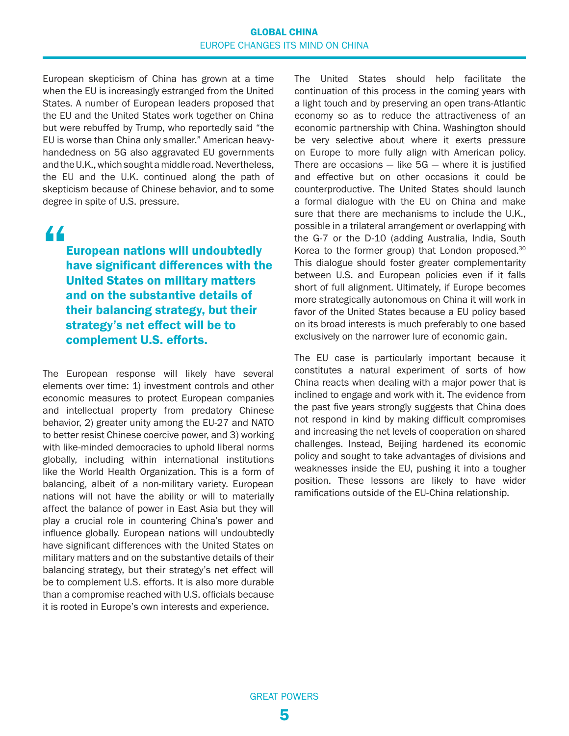European skepticism of China has grown at a time when the EU is increasingly estranged from the United States. A number of European leaders proposed that the EU and the United States work together on China but were rebuffed by Trump, who reportedly said "the EU is worse than China only smaller." American heavy-handedness on 5G also aggravated EU governments and the U.K., which sought a middle road. Nevertheless, the EU and the U.K. continued along the path of skepticism because of Chinese behavior, and to some degree in spite of U.S. pressure.

> **European nations will undoubtedly have significant differences with the United States on military matters and on the substantive details of their balancing strategy, but their strategy's net effect will be to complement U.S. efforts.**

The European response will likely have several elements over time: 1) investment controls and other economic measures to protect European companies and intellectual property from predatory Chinese behavior, 2) greater unity among the EU-27 and NATO to better resist Chinese coercive power, and 3) working with like-minded democracies to uphold liberal norms globally, including within international institutions like the World Health Organization. This is a form of balancing, albeit of a non-military variety. European nations will not have the ability or will to materially affect the balance of power in East Asia but they will play a crucial role in countering China's power and influence globally. European nations will undoubtedly have significant differences with the United States on military matters and on the substantive details of their balancing strategy, but their strategy's net effect will be to complement U.S. efforts. It is also more durable than a compromise reached with U.S. officials because it is rooted in Europe's own interests and experience.

The United States should help facilitate the continuation of this process in the coming years with a light touch and by preserving an open trans-Atlantic economy so as to reduce the attractiveness of an economic partnership with China. Washington should be very selective about where it exerts pressure on Europe to more fully align with American policy. There are occasions — like 5G — where it is justified and effective but on other occasions it could be counterproductive. The United States should launch a formal dialogue with the EU on China and make sure that there are mechanisms to include the U.K., possible in a trilateral arrangement or overlapping with the G-7 or the D-10 (adding Australia, India, South Korea to the former group) that London proposed.[30] This dialogue should foster greater complementarity between U.S. and European policies even if it falls short of full alignment. Ultimately, if Europe becomes more strategically autonomous on China it will work in favor of the United States because a EU policy based on its broad interests is much preferably to one based exclusively on the narrower lure of economic gain.

The EU case is particularly important because it constitutes a natural experiment of sorts of how China reacts when dealing with a major power that is inclined to engage and work with it. The evidence from the past five years strongly suggests that China does not respond in kind by making difficult compromises and increasing the net levels of cooperation on shared challenges. Instead, Beijing hardened its economic policy and sought to take advantages of divisions and weaknesses inside the EU, pushing it into a tougher position. These lessons are likely to have wider ramifications outside of the EU-China relationship.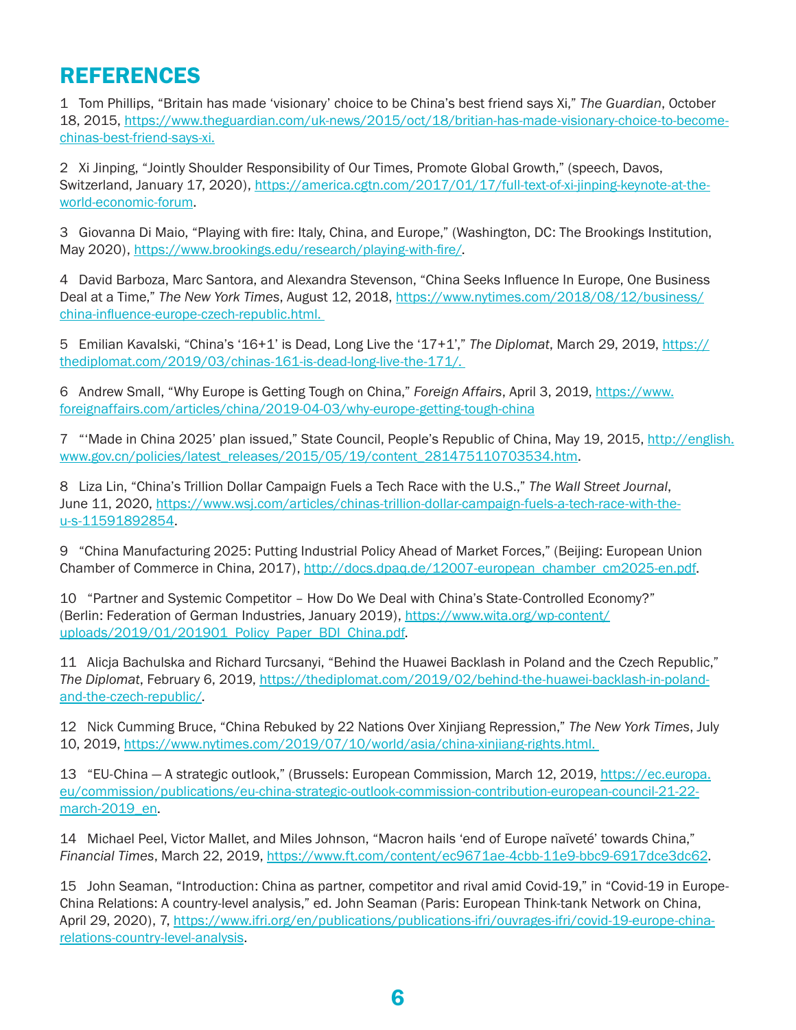# REFERENCES

1 Tom Phillips, "Britain has made 'visionary' choice to be China's best friend says Xi," *The Guardian*, October 18, 2015, https://www.theguardian.com/uk-news/2015/oct/18/britian-has-made-visionary-choice-to-become-chinas-best-friend-says-xi.

2 Xi Jinping, "Jointly Shoulder Responsibility of Our Times, Promote Global Growth," (speech, Davos, Switzerland, January 17, 2020), https://america.cgtn.com/2017/01/17/full-text-of-xi-jinping-keynote-at-the-world-economic-forum.

3 Giovanna Di Maio, "Playing with fire: Italy, China, and Europe," (Washington, DC: The Brookings Institution, May 2020), https://www.brookings.edu/research/playing-with-fire/.

4 David Barboza, Marc Santora, and Alexandra Stevenson, "China Seeks Influence In Europe, One Business Deal at a Time," *The New York Times*, August 12, 2018, https://www.nytimes.com/2018/08/12/business/china-influence-europe-czech-republic.html.

5 Emilian Kavalski, "China's '16+1' is Dead, Long Live the '17+1'," *The Diplomat*, March 29, 2019, https://thediplomat.com/2019/03/chinas-161-is-dead-long-live-the-171/.

6 Andrew Small, "Why Europe is Getting Tough on China," *Foreign Affairs*, April 3, 2019, https://www.foreignaffairs.com/articles/china/2019-04-03/why-europe-getting-tough-china

7 "'Made in China 2025' plan issued," State Council, People's Republic of China, May 19, 2015, http://english.www.gov.cn/policies/latest_releases/2015/05/19/content_281475110703534.htm.

8 Liza Lin, "China's Trillion Dollar Campaign Fuels a Tech Race with the U.S.," *The Wall Street Journal*, June 11, 2020, https://www.wsj.com/articles/chinas-trillion-dollar-campaign-fuels-a-tech-race-with-the-u-s-11591892854.

9 "China Manufacturing 2025: Putting Industrial Policy Ahead of Market Forces," (Beijing: European Union Chamber of Commerce in China, 2017), http://docs.dpaq.de/12007-european_chamber_cm2025-en.pdf.

10 "Partner and Systemic Competitor – How Do We Deal with China's State-Controlled Economy?" (Berlin: Federation of German Industries, January 2019), https://www.wita.org/wp-content/uploads/2019/01/201901_Policy_Paper_BDI_China.pdf.

11 Alicja Bachulska and Richard Turcsanyi, "Behind the Huawei Backlash in Poland and the Czech Republic," *The Diplomat*, February 6, 2019, https://thediplomat.com/2019/02/behind-the-huawei-backlash-in-poland-and-the-czech-republic/.

12 Nick Cumming Bruce, "China Rebuked by 22 Nations Over Xinjiang Repression," *The New York Times*, July 10, 2019, https://www.nytimes.com/2019/07/10/world/asia/china-xinjiang-rights.html.

13 "EU-China — A strategic outlook," (Brussels: European Commission, March 12, 2019, https://ec.europa.eu/commission/publications/eu-china-strategic-outlook-commission-contribution-european-council-21-22-march-2019_en.

14 Michael Peel, Victor Mallet, and Miles Johnson, "Macron hails 'end of Europe naïveté' towards China," *Financial Times*, March 22, 2019, https://www.ft.com/content/ec9671ae-4cbb-11e9-bbc9-6917dce3dc62.

15 John Seaman, "Introduction: China as partner, competitor and rival amid Covid-19," in "Covid-19 in Europe-China Relations: A country-level analysis," ed. John Seaman (Paris: European Think-tank Network on China, April 29, 2020), 7, https://www.ifri.org/en/publications/publications-ifri/ouvrages-ifri/covid-19-europe-china-relations-country-level-analysis.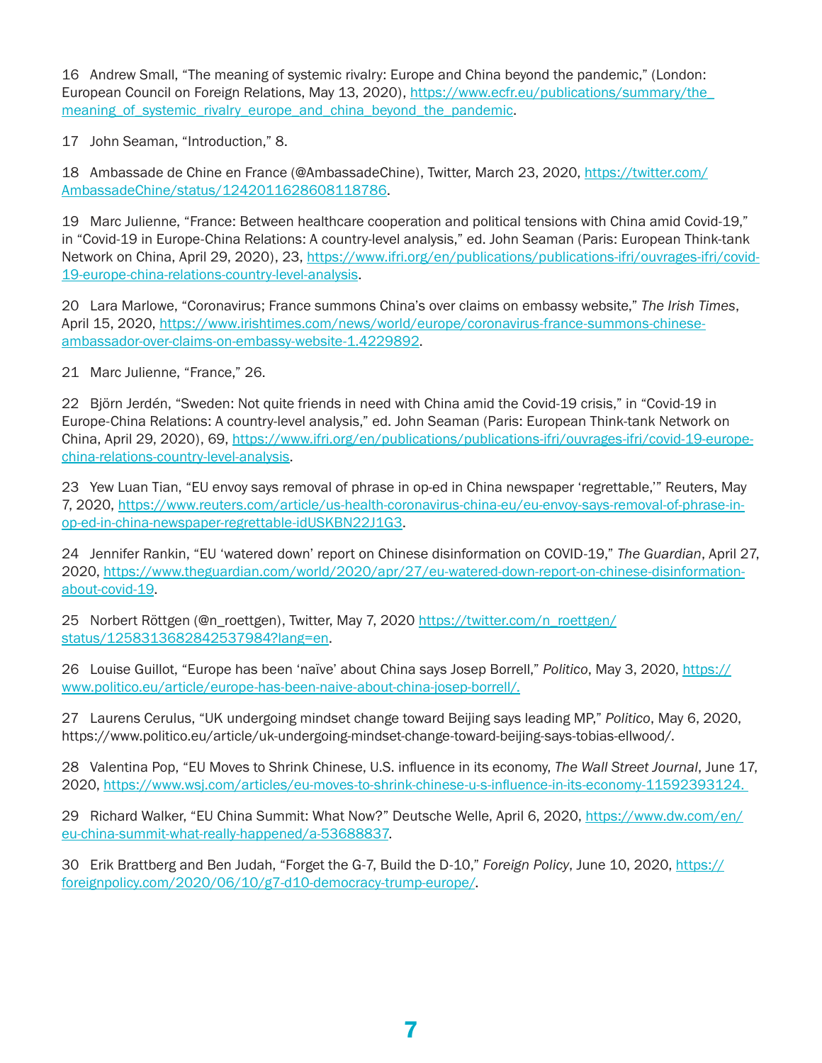16 Andrew Small, “The meaning of systemic rivalry: Europe and China beyond the pandemic,” (London: European Council on Foreign Relations, May 13, 2020), https://www.ecfr.eu/publications/summary/the_meaning_of_systemic_rivalry_europe_and_china_beyond_the_pandemic.

17 John Seaman, “Introduction,” 8.

18 Ambassade de Chine en France (@AmbassadeChine), Twitter, March 23, 2020, https://twitter.com/AmbassadeChine/status/1242011628608118786.

19 Marc Julienne, “France: Between healthcare cooperation and political tensions with China amid Covid-19,” in “Covid-19 in Europe-China Relations: A country-level analysis,” ed. John Seaman (Paris: European Think-tank Network on China, April 29, 2020), 23, https://www.ifri.org/en/publications/publications-ifri/ouvrages-ifri/covid-19-europe-china-relations-country-level-analysis.

20 Lara Marlowe, “Coronavirus; France summons China’s over claims on embassy website,” *The Irish Times*, April 15, 2020, https://www.irishtimes.com/news/world/europe/coronavirus-france-summons-chinese-ambassador-over-claims-on-embassy-website-1.4229892.

21 Marc Julienne, “France,” 26.

22 Björn Jerdén, “Sweden: Not quite friends in need with China amid the Covid-19 crisis,” in “Covid-19 in Europe-China Relations: A country-level analysis,” ed. John Seaman (Paris: European Think-tank Network on China, April 29, 2020), 69, https://www.ifri.org/en/publications/publications-ifri/ouvrages-ifri/covid-19-europe-china-relations-country-level-analysis.

23 Yew Luan Tian, “EU envoy says removal of phrase in op-ed in China newspaper ‘regrettable,’” Reuters, May 7, 2020, https://www.reuters.com/article/us-health-coronavirus-china-eu/eu-envoy-says-removal-of-phrase-in-op-ed-in-china-newspaper-regrettable-idUSKBN22J1G3.

24 Jennifer Rankin, “EU ‘watered down’ report on Chinese disinformation on COVID-19,” *The Guardian*, April 27, 2020, https://www.theguardian.com/world/2020/apr/27/eu-watered-down-report-on-chinese-disinformation-about-covid-19.

25 Norbert Röttgen (@n_roettgen), Twitter, May 7, 2020 https://twitter.com/n_roettgen/status/1258313682842537984?lang=en.

26 Louise Guillot, “Europe has been ‘naïve’ about China says Josep Borrell,” *Politico*, May 3, 2020, https://www.politico.eu/article/europe-has-been-naive-about-china-josep-borrell/.

27 Laurens Cerulus, “UK undergoing mindset change toward Beijing says leading MP,” *Politico*, May 6, 2020, https://www.politico.eu/article/uk-undergoing-mindset-change-toward-beijing-says-tobias-ellwood/.

28 Valentina Pop, “EU Moves to Shrink Chinese, U.S. influence in its economy, *The Wall Street Journal*, June 17, 2020, https://www.wsj.com/articles/eu-moves-to-shrink-chinese-u-s-influence-in-its-economy-11592393124.

29 Richard Walker, “EU China Summit: What Now?” Deutsche Welle, April 6, 2020, https://www.dw.com/en/eu-china-summit-what-really-happened/a-53688837.

30 Erik Brattberg and Ben Judah, “Forget the G-7, Build the D-10,” *Foreign Policy*, June 10, 2020, https://foreignpolicy.com/2020/06/10/g7-d10-democracy-trump-europe/.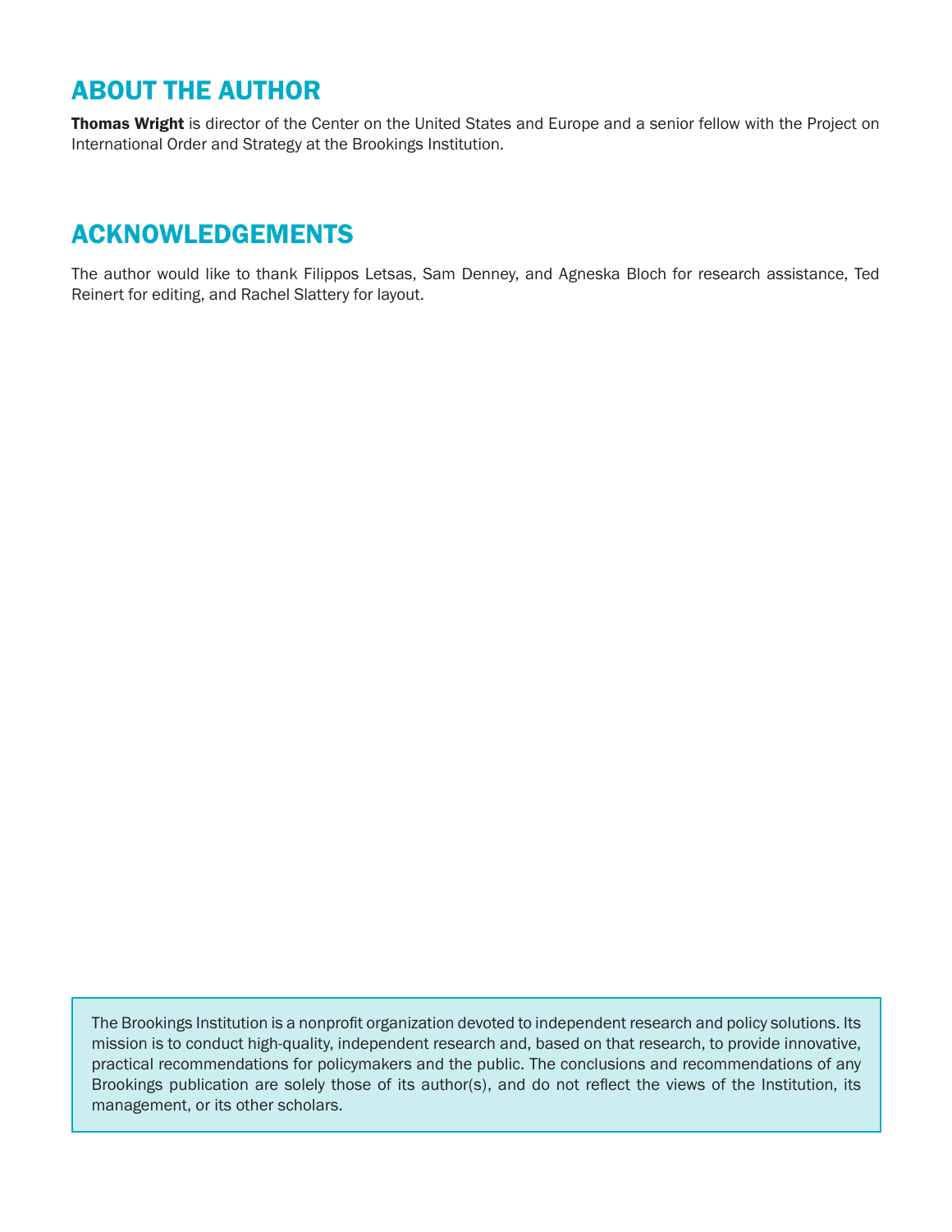## ABOUT THE AUTHOR

**Thomas Wright** is director of the Center on the United States and Europe and a senior fellow with the Project on International Order and Strategy at the Brookings Institution.

## ACKNOWLEDGEMENTS

The author would like to thank Filippos Letsas, Sam Denney, and Agneska Bloch for research assistance, Ted Reinert for editing, and Rachel Slattery for layout.

The Brookings Institution is a nonprofit organization devoted to independent research and policy solutions. Its mission is to conduct high-quality, independent research and, based on that research, to provide innovative, practical recommendations for policymakers and the public. The conclusions and recommendations of any Brookings publication are solely those of its author(s), and do not reflect the views of the Institution, its management, or its other scholars.